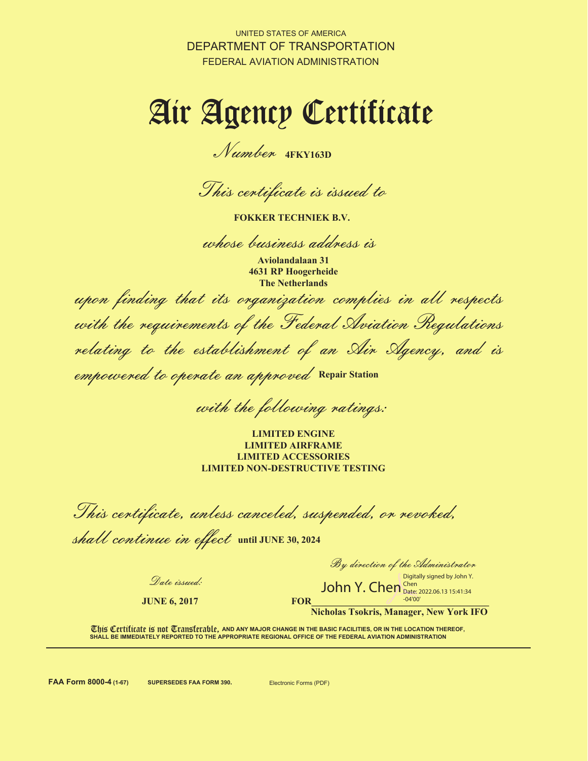UNITED STATES OF AMERICA
DEPARTMENT OF TRANSPORTATION
FEDERAL AVIATION ADMINISTRATION

# Air Agency Certificate

*Number* **4FKY163D**

*This certificate is issued to*

**FOKKER TECHNIEK B.V.**

*whose business address is*

**Aviolandalaan 31**
**4631 RP Hoogerheide**
**The Netherlands**

*upon finding that its organization complies in all respects with the requirements of the Federal Aviation Regulations relating to the establishment of an Air Agency, and is empowered to operate an approved* **Repair Station**

*with the following ratings:*

**LIMITED ENGINE**
**LIMITED AIRFRAME**
**LIMITED ACCESSORIES**
**LIMITED NON-DESTRUCTIVE TESTING**

*This certificate, unless canceled, suspended, or revoked, shall continue in effect* **until JUNE 30, 2024**

*By direction of the Administrator*

*Date issued:*

**JUNE 6, 2017**

**FOR** John Y. Chen
Digitally signed by John Y. Chen
Date: 2022.06.13 15:41:34 -04'00'

**Nicholas Tsokris, Manager, New York IFO**

This Certificate is not Transferable, **AND ANY MAJOR CHANGE IN THE BASIC FACILITIES, OR IN THE LOCATION THEREOF, SHALL BE IMMEDIATELY REPORTED TO THE APPROPRIATE REGIONAL OFFICE OF THE FEDERAL AVIATION ADMINISTRATION**

**FAA Form 8000-4 (1-67)** **SUPERSEDES FAA FORM 390.** Electronic Forms (PDF)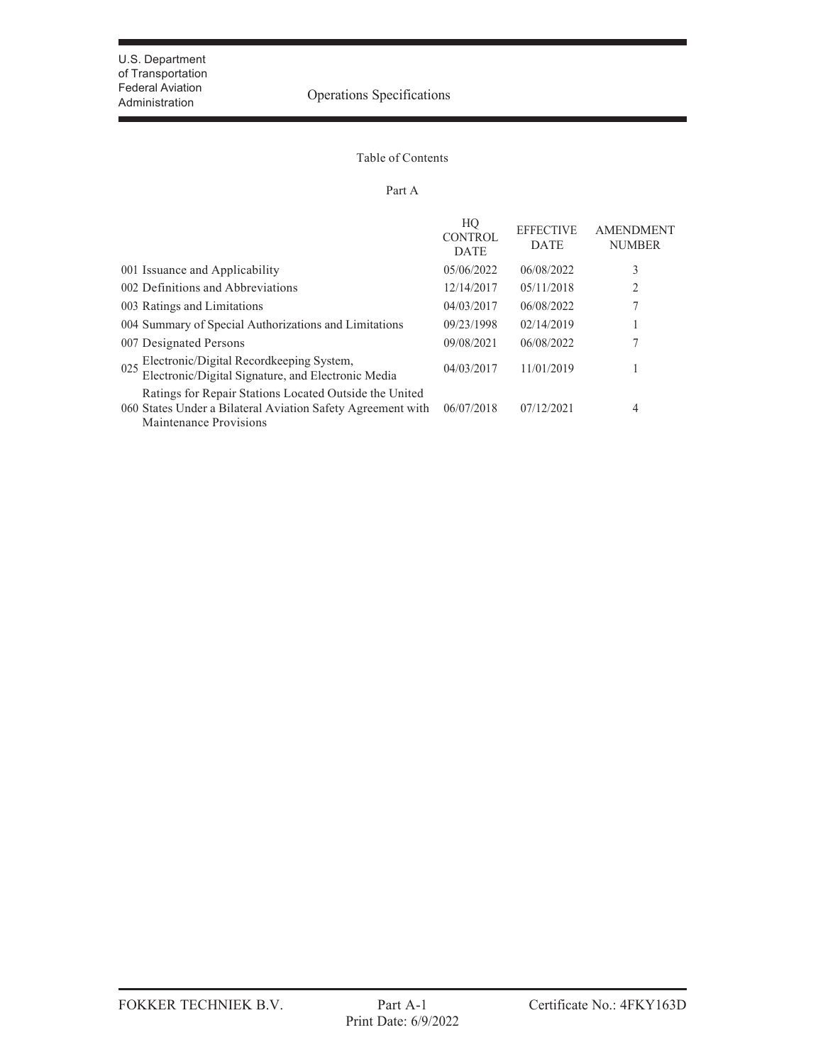U.S. Department of Transportation
Federal Aviation Administration

# Operations Specifications

## Table of Contents

### Part A

| | HQ CONTROL DATE | EFFECTIVE DATE | AMENDMENT NUMBER |
|---|---|---|---|
| 001 Issuance and Applicability | 05/06/2022 | 06/08/2022 | 3 |
| 002 Definitions and Abbreviations | 12/14/2017 | 05/11/2018 | 2 |
| 003 Ratings and Limitations | 04/03/2017 | 06/08/2022 | 7 |
| 004 Summary of Special Authorizations and Limitations | 09/23/1998 | 02/14/2019 | 1 |
| 007 Designated Persons | 09/08/2021 | 06/08/2022 | 7 |
| 025 Electronic/Digital Recordkeeping System, Electronic/Digital Signature, and Electronic Media | 04/03/2017 | 11/01/2019 | 1 |
| 060 Ratings for Repair Stations Located Outside the United States Under a Bilateral Aviation Safety Agreement with Maintenance Provisions | 06/07/2018 | 07/12/2021 | 4 |

FOKKER TECHNIEK B.V. | Part A-1 | Print Date: 6/9/2022 | Certificate No.: 4FKY163D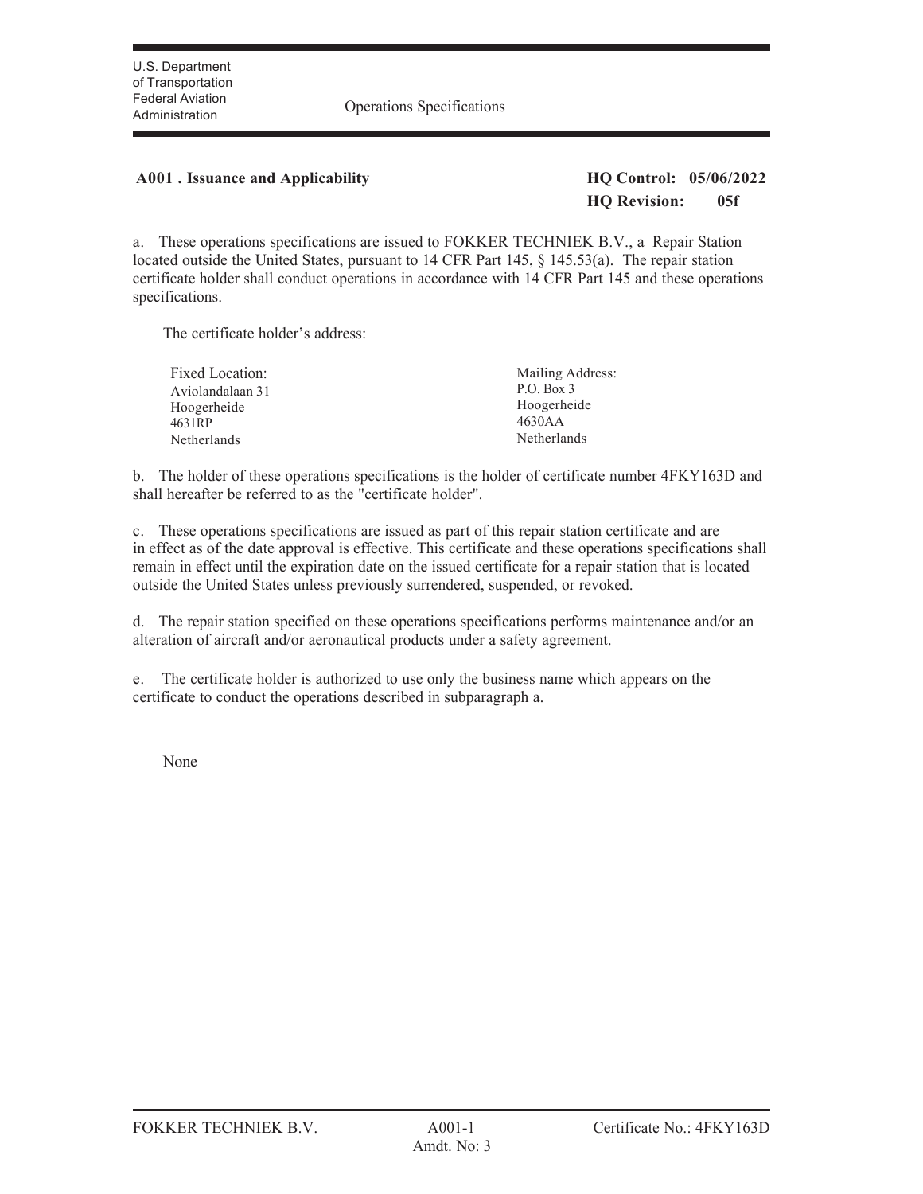U.S. Department of Transportation
Federal Aviation Administration

Operations Specifications

## A001 . Issuance and Applicability

**HQ Control: 05/06/2022**
**HQ Revision: 05f**

a. These operations specifications are issued to FOKKER TECHNIEK B.V., a Repair Station located outside the United States, pursuant to 14 CFR Part 145, § 145.53(a). The repair station certificate holder shall conduct operations in accordance with 14 CFR Part 145 and these operations specifications.

The certificate holder's address:

| Fixed Location: | Mailing Address: |
|---|---|
| Aviolandalaan 31 | P.O. Box 3 |
| Hoogerheide | Hoogerheide |
| 4631RP | 4630AA |
| Netherlands | Netherlands |

b. The holder of these operations specifications is the holder of certificate number 4FKY163D and shall hereafter be referred to as the "certificate holder".

c. These operations specifications are issued as part of this repair station certificate and are in effect as of the date approval is effective. This certificate and these operations specifications shall remain in effect until the expiration date on the issued certificate for a repair station that is located outside the United States unless previously surrendered, suspended, or revoked.

d. The repair station specified on these operations specifications performs maintenance and/or an alteration of aircraft and/or aeronautical products under a safety agreement.

e. The certificate holder is authorized to use only the business name which appears on the certificate to conduct the operations described in subparagraph a.

None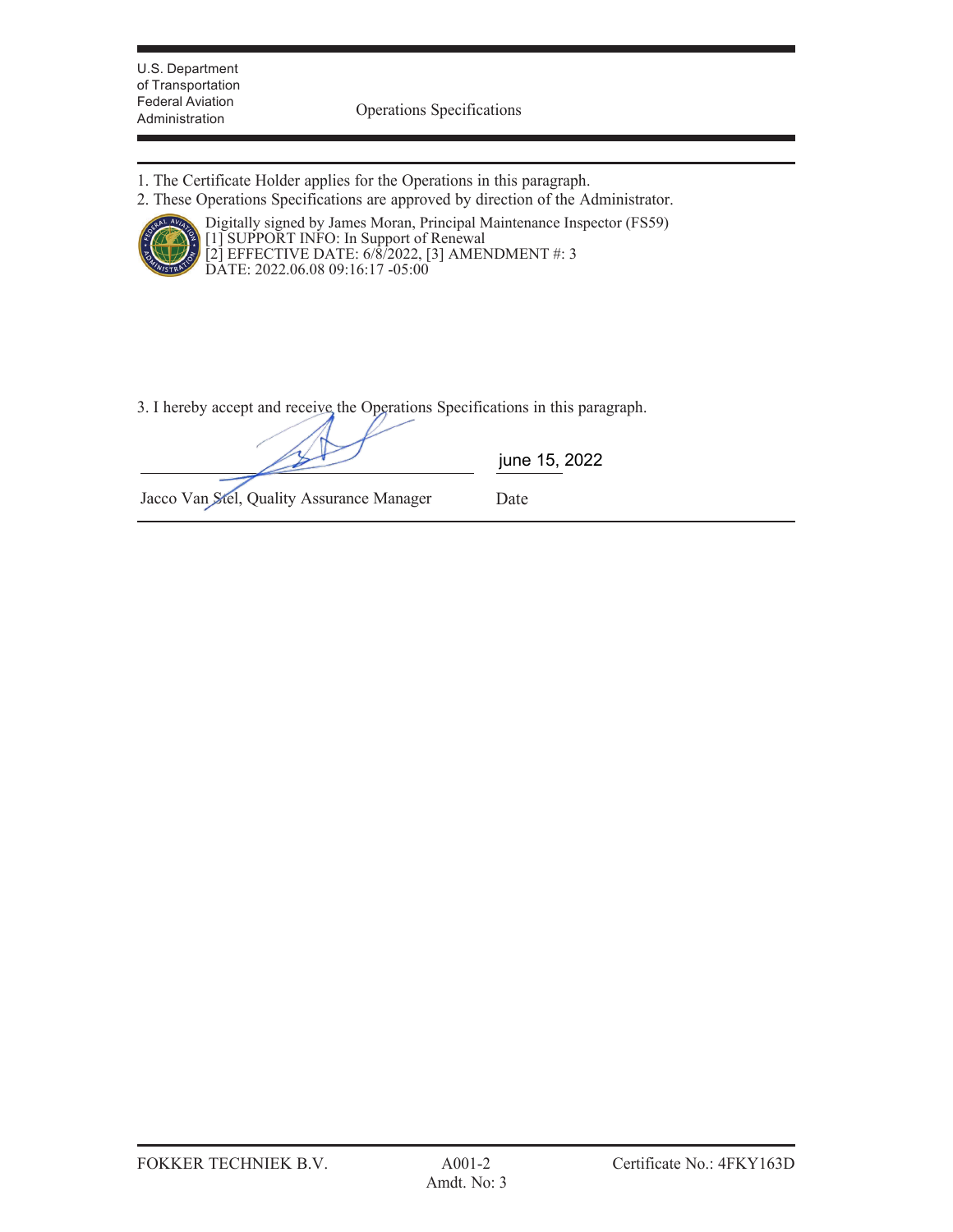U.S. Department of Transportation
Federal Aviation Administration

Operations Specifications

1. The Certificate Holder applies for the Operations in this paragraph.
2. These Operations Specifications are approved by direction of the Administrator.

Digitally signed by James Moran, Principal Maintenance Inspector (FS59)
[1] SUPPORT INFO: In Support of Renewal
[2] EFFECTIVE DATE: 6/8/2022, [3] AMENDMENT #: 3
DATE: 2022.06.08 09:16:17 -05:00

3. I hereby accept and receive the Operations Specifications in this paragraph.

| Jacco Van Stel, Quality Assurance Manager | june 15, 2022 |
|---|---|
| | Date |

FOKKER TECHNIEK B.V. — A001-2, Amdt. No: 3 — Certificate No.: 4FKY163D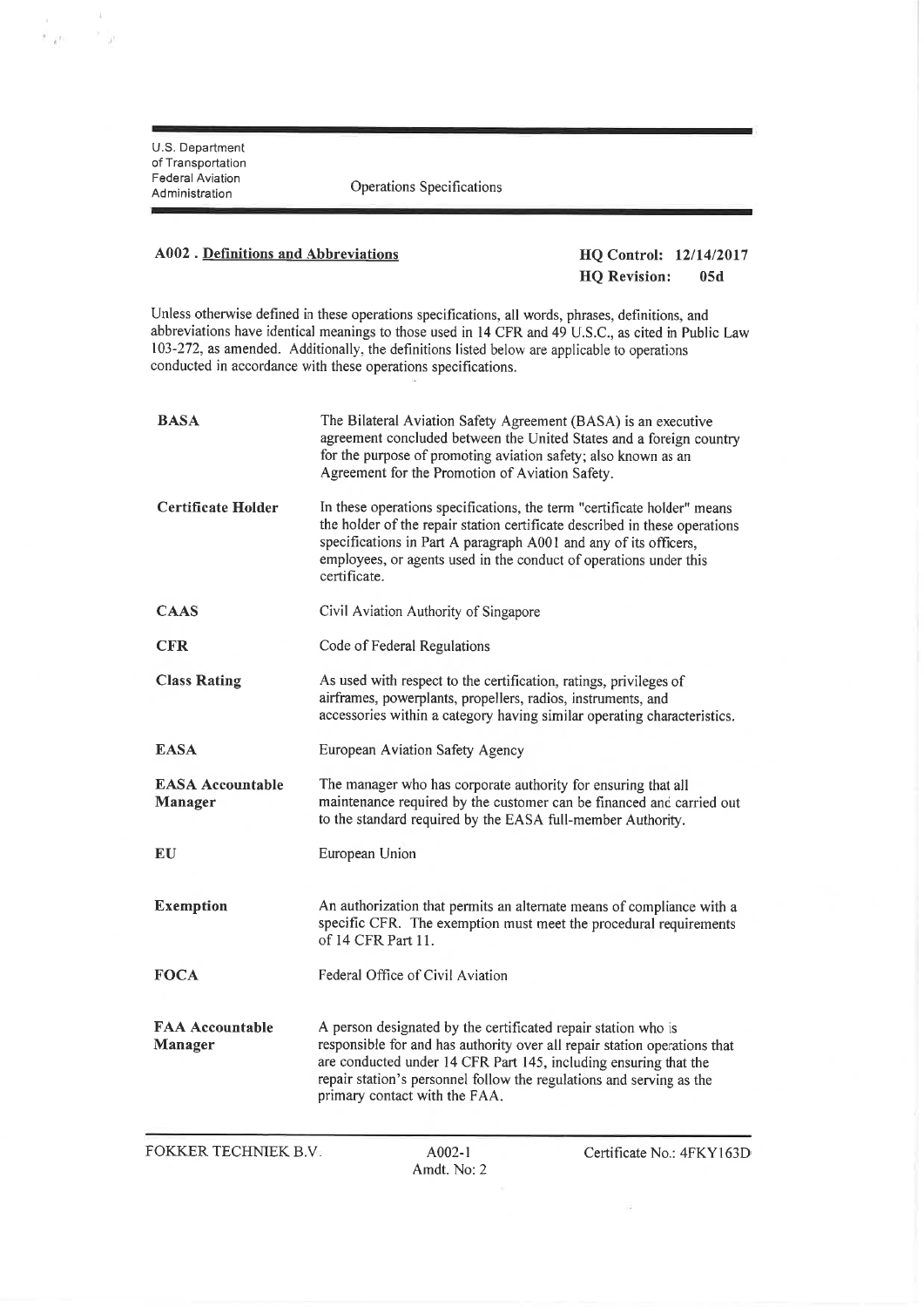## A002 . Definitions and Abbreviations

**HQ Control: 12/14/2017**
**HQ Revision: 05d**

Unless otherwise defined in these operations specifications, all words, phrases, definitions, and abbreviations have identical meanings to those used in 14 CFR and 49 U.S.C., as cited in Public Law 103-272, as amended. Additionally, the definitions listed below are applicable to operations conducted in accordance with these operations specifications.

| | |
|---|---|
| **BASA** | The Bilateral Aviation Safety Agreement (BASA) is an executive agreement concluded between the United States and a foreign country for the purpose of promoting aviation safety; also known as an Agreement for the Promotion of Aviation Safety. |
| **Certificate Holder** | In these operations specifications, the term "certificate holder" means the holder of the repair station certificate described in these operations specifications in Part A paragraph A001 and any of its officers, employees, or agents used in the conduct of operations under this certificate. |
| **CAAS** | Civil Aviation Authority of Singapore |
| **CFR** | Code of Federal Regulations |
| **Class Rating** | As used with respect to the certification, ratings, privileges of airframes, powerplants, propellers, radios, instruments, and accessories within a category having similar operating characteristics. |
| **EASA** | European Aviation Safety Agency |
| **EASA Accountable Manager** | The manager who has corporate authority for ensuring that all maintenance required by the customer can be financed and carried out to the standard required by the EASA full-member Authority. |
| **EU** | European Union |
| **Exemption** | An authorization that permits an alternate means of compliance with a specific CFR. The exemption must meet the procedural requirements of 14 CFR Part 11. |
| **FOCA** | Federal Office of Civil Aviation |
| **FAA Accountable Manager** | A person designated by the certificated repair station who is responsible for and has authority over all repair station operations that are conducted under 14 CFR Part 145, including ensuring that the repair station's personnel follow the regulations and serving as the primary contact with the FAA. |

FOKKER TECHNIEK B.V. A002-1 Amdt. No: 2 Certificate No.: 4FKY163D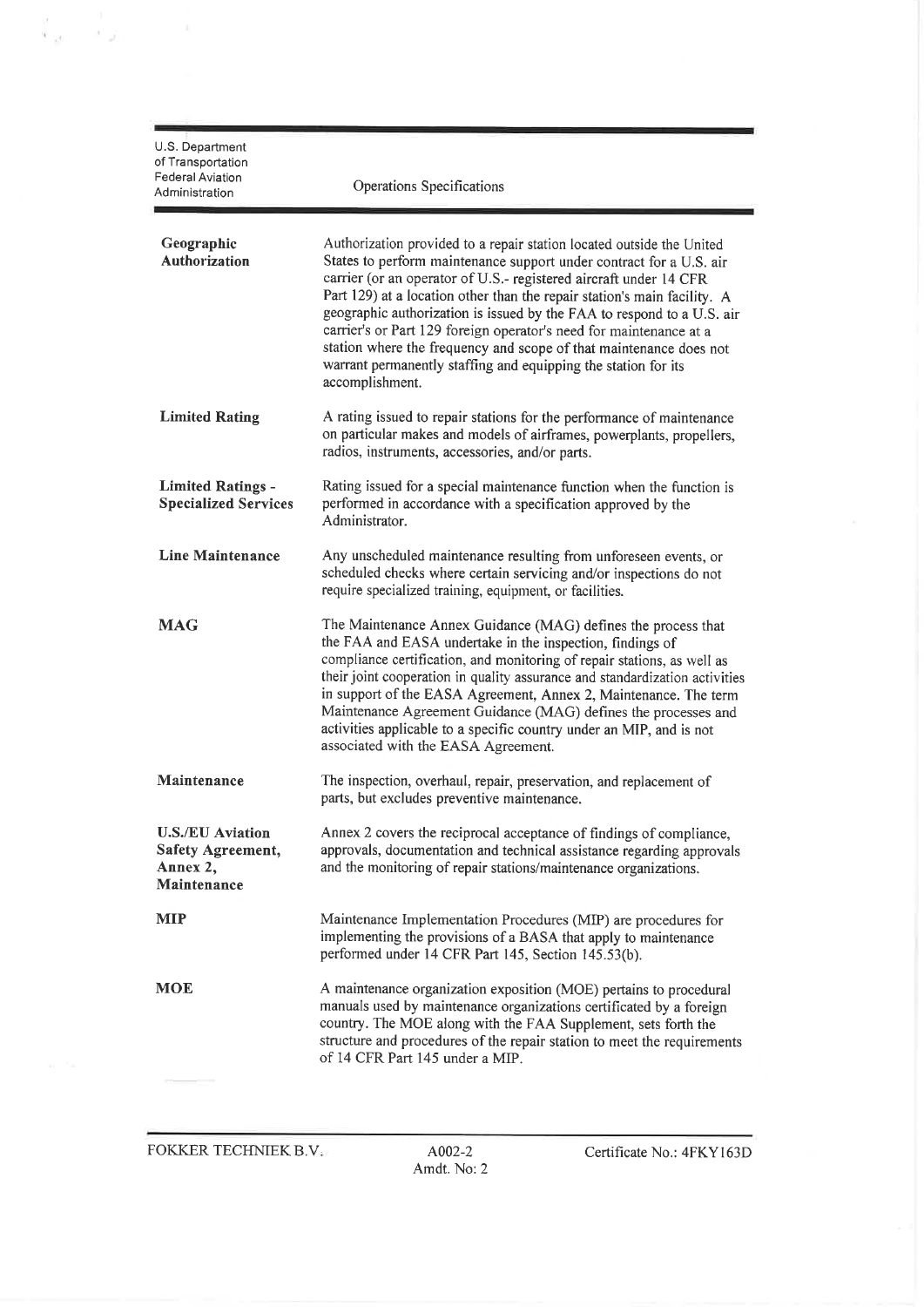| | |
|---|---|
| **Geographic Authorization** | Authorization provided to a repair station located outside the United States to perform maintenance support under contract for a U.S. air carrier (or an operator of U.S.- registered aircraft under 14 CFR Part 129) at a location other than the repair station's main facility. A geographic authorization is issued by the FAA to respond to a U.S. air carrier's or Part 129 foreign operator's need for maintenance at a station where the frequency and scope of that maintenance does not warrant permanently staffing and equipping the station for its accomplishment. |
| **Limited Rating** | A rating issued to repair stations for the performance of maintenance on particular makes and models of airframes, powerplants, propellers, radios, instruments, accessories, and/or parts. |
| **Limited Ratings - Specialized Services** | Rating issued for a special maintenance function when the function is performed in accordance with a specification approved by the Administrator. |
| **Line Maintenance** | Any unscheduled maintenance resulting from unforeseen events, or scheduled checks where certain servicing and/or inspections do not require specialized training, equipment, or facilities. |
| **MAG** | The Maintenance Annex Guidance (MAG) defines the process that the FAA and EASA undertake in the inspection, findings of compliance certification, and monitoring of repair stations, as well as their joint cooperation in quality assurance and standardization activities in support of the EASA Agreement, Annex 2, Maintenance. The term Maintenance Agreement Guidance (MAG) defines the processes and activities applicable to a specific country under an MIP, and is not associated with the EASA Agreement. |
| **Maintenance** | The inspection, overhaul, repair, preservation, and replacement of parts, but excludes preventive maintenance. |
| **U.S./EU Aviation Safety Agreement, Annex 2, Maintenance** | Annex 2 covers the reciprocal acceptance of findings of compliance, approvals, documentation and technical assistance regarding approvals and the monitoring of repair stations/maintenance organizations. |
| **MIP** | Maintenance Implementation Procedures (MIP) are procedures for implementing the provisions of a BASA that apply to maintenance performed under 14 CFR Part 145, Section 145.53(b). |
| **MOE** | A maintenance organization exposition (MOE) pertains to procedural manuals used by maintenance organizations certificated by a foreign country. The MOE along with the FAA Supplement, sets forth the structure and procedures of the repair station to meet the requirements of 14 CFR Part 145 under a MIP. |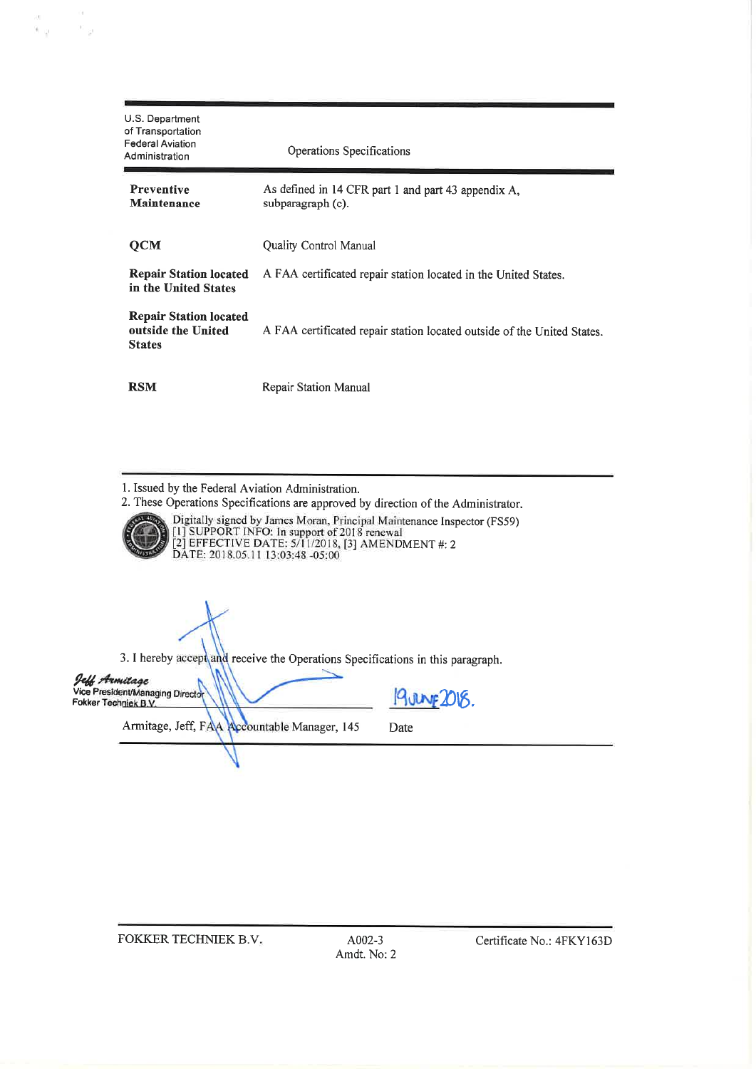U.S. Department of Transportation
Federal Aviation Administration

Operations Specifications

| | |
|---|---|
| **Preventive Maintenance** | As defined in 14 CFR part 1 and part 43 appendix A, subparagraph (c). |
| **QCM** | Quality Control Manual |
| **Repair Station located in the United States** | A FAA certificated repair station located in the United States. |
| **Repair Station located outside the United States** | A FAA certificated repair station located outside of the United States. |
| **RSM** | Repair Station Manual |

1. Issued by the Federal Aviation Administration.
2. These Operations Specifications are approved by direction of the Administrator.

Digitally signed by James Moran, Principal Maintenance Inspector (FS59)
[1] SUPPORT INFO: In support of 2018 renewal
[2] EFFECTIVE DATE: 5/11/2018, [3] AMENDMENT #: 2
DATE: 2018.05.11 13:03:48 -05:00

3. I hereby accept and receive the Operations Specifications in this paragraph.

Jeff Armitage
Vice President/Managing Director
Fokker Techniek B.V.

Armitage, Jeff, FAA Accountable Manager, 145

19 June 2018.
Date

FOKKER TECHNIEK B.V. | A002-3 Amdt. No: 2 | Certificate No.: 4FKY163D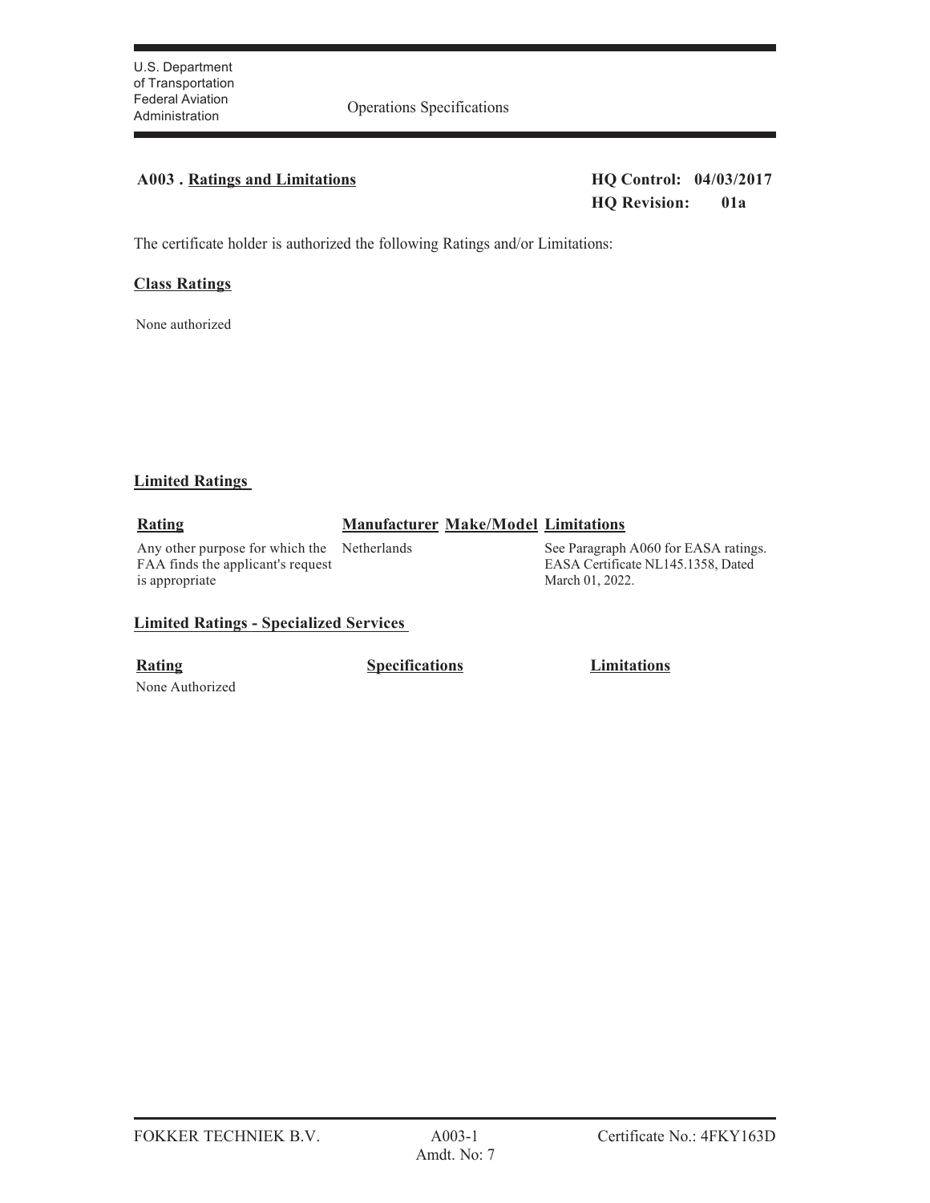U.S. Department of Transportation
Federal Aviation Administration

Operations Specifications

## A003 . Ratings and Limitations

**HQ Control: 04/03/2017**
**HQ Revision: 01a**

The certificate holder is authorized the following Ratings and/or Limitations:

### Class Ratings

None authorized

### Limited Ratings

| Rating | Manufacturer | Make/Model | Limitations |
|---|---|---|---|
| Any other purpose for which the FAA finds the applicant's request is appropriate | Netherlands | | See Paragraph A060 for EASA ratings. EASA Certificate NL145.1358, Dated March 01, 2022. |

### Limited Ratings - Specialized Services

| Rating | Specifications | Limitations |
|---|---|---|
| None Authorized | | |

FOKKER TECHNIEK B.V. — A003-1 — Amdt. No: 7 — Certificate No.: 4FKY163D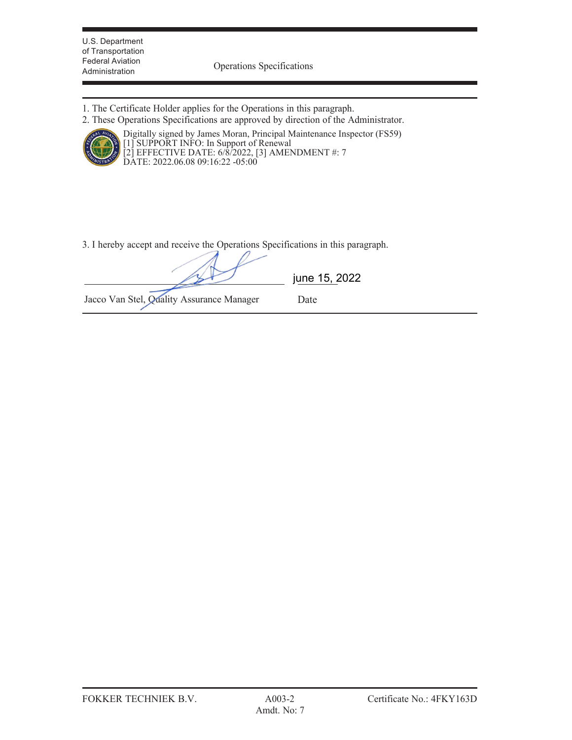U.S. Department of Transportation
Federal Aviation Administration

Operations Specifications

1. The Certificate Holder applies for the Operations in this paragraph.
2. These Operations Specifications are approved by direction of the Administrator.

Digitally signed by James Moran, Principal Maintenance Inspector (FS59)
[1] SUPPORT INFO: In Support of Renewal
[2] EFFECTIVE DATE: 6/8/2022, [3] AMENDMENT #: 7
DATE: 2022.06.08 09:16:22 -05:00

3. I hereby accept and receive the Operations Specifications in this paragraph.

Jacco Van Stel, Quality Assurance Manager — Date: june 15, 2022

FOKKER TECHNIEK B.V. — A003-2 Amdt. No: 7 — Certificate No.: 4FKY163D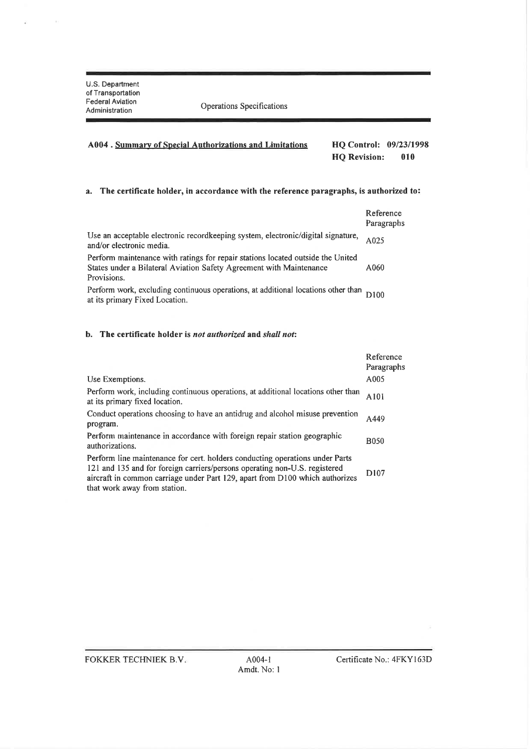U.S. Department of Transportation
Federal Aviation Administration

Operations Specifications

**A004 . Summary of Special Authorizations and Limitations**

**HQ Control: 09/23/1998**
**HQ Revision: 010**

### a. The certificate holder, in accordance with the reference paragraphs, is authorized to:

| | Reference Paragraphs |
|---|---|
| Use an acceptable electronic recordkeeping system, electronic/digital signature, and/or electronic media. | A025 |
| Perform maintenance with ratings for repair stations located outside the United States under a Bilateral Aviation Safety Agreement with Maintenance Provisions. | A060 |
| Perform work, excluding continuous operations, at additional locations other than at its primary Fixed Location. | D100 |

### b. The certificate holder is *not authorized* and *shall not*:

| | Reference Paragraphs |
|---|---|
| Use Exemptions. | A005 |
| Perform work, including continuous operations, at additional locations other than at its primary fixed location. | A101 |
| Conduct operations choosing to have an antidrug and alcohol misuse prevention program. | A449 |
| Perform maintenance in accordance with foreign repair station geographic authorizations. | B050 |
| Perform line maintenance for cert. holders conducting operations under Parts 121 and 135 and for foreign carriers/persons operating non-U.S. registered aircraft in common carriage under Part 129, apart from D100 which authorizes that work away from station. | D107 |

FOKKER TECHNIEK B.V. | A004-1 Amdt. No: 1 | Certificate No.: 4FKY163D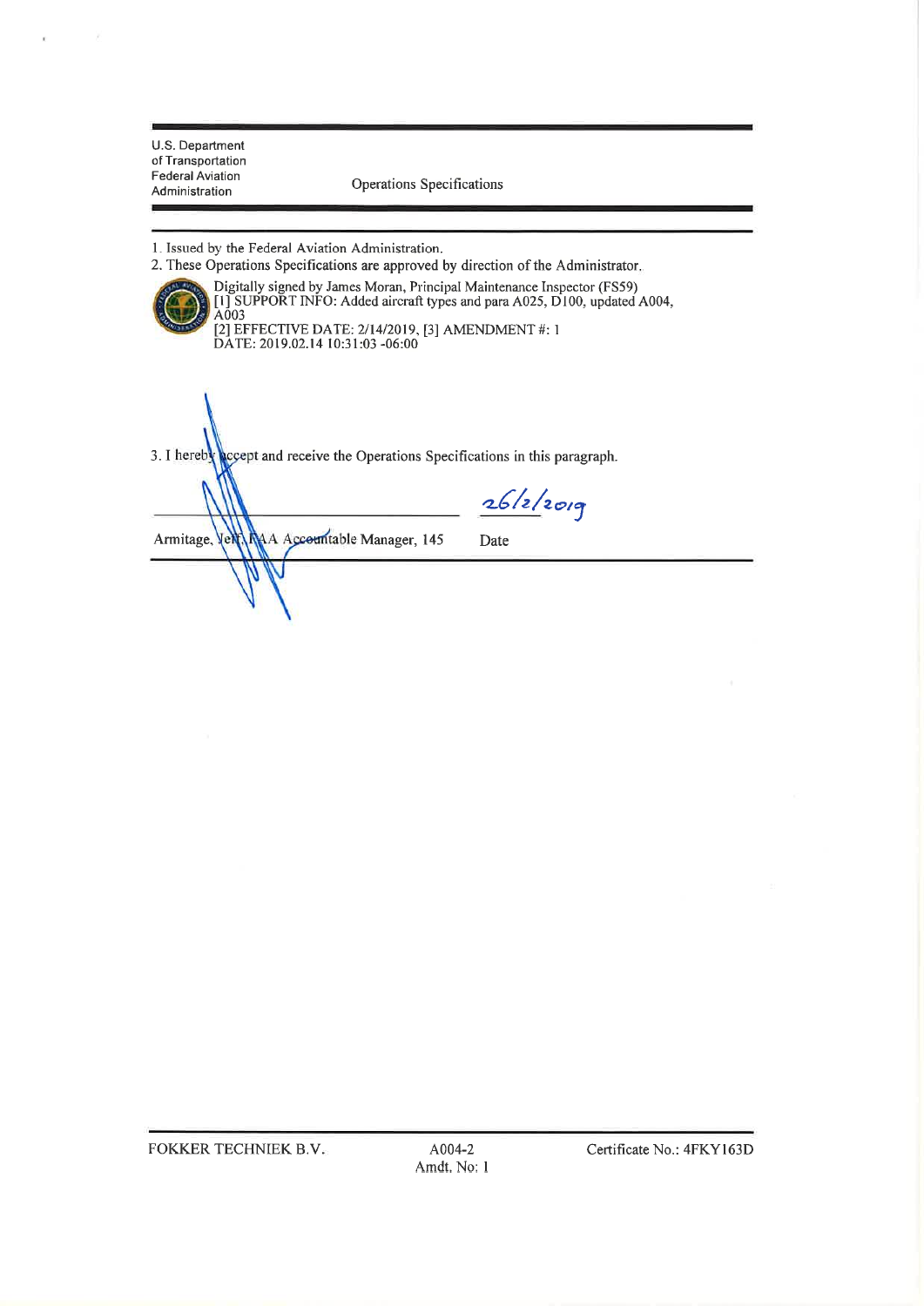U.S. Department of Transportation
Federal Aviation Administration

Operations Specifications

1. Issued by the Federal Aviation Administration.
2. These Operations Specifications are approved by direction of the Administrator.

Digitally signed by James Moran, Principal Maintenance Inspector (FS59)
[1] SUPPORT INFO: Added aircraft types and para A025, D100, updated A004, A003
[2] EFFECTIVE DATE: 2/14/2019, [3] AMENDMENT #: 1
DATE: 2019.02.14 10:31:03 -06:00

3. I hereby accept and receive the Operations Specifications in this paragraph.

| ___________________________ | 26/2/2019 |
|---|---|
| Armitage, Jeff, FAA Accountable Manager, 145 | Date |

FOKKER TECHNIEK B.V. | A004-2 Amdt. No: 1 | Certificate No.: 4FKY163D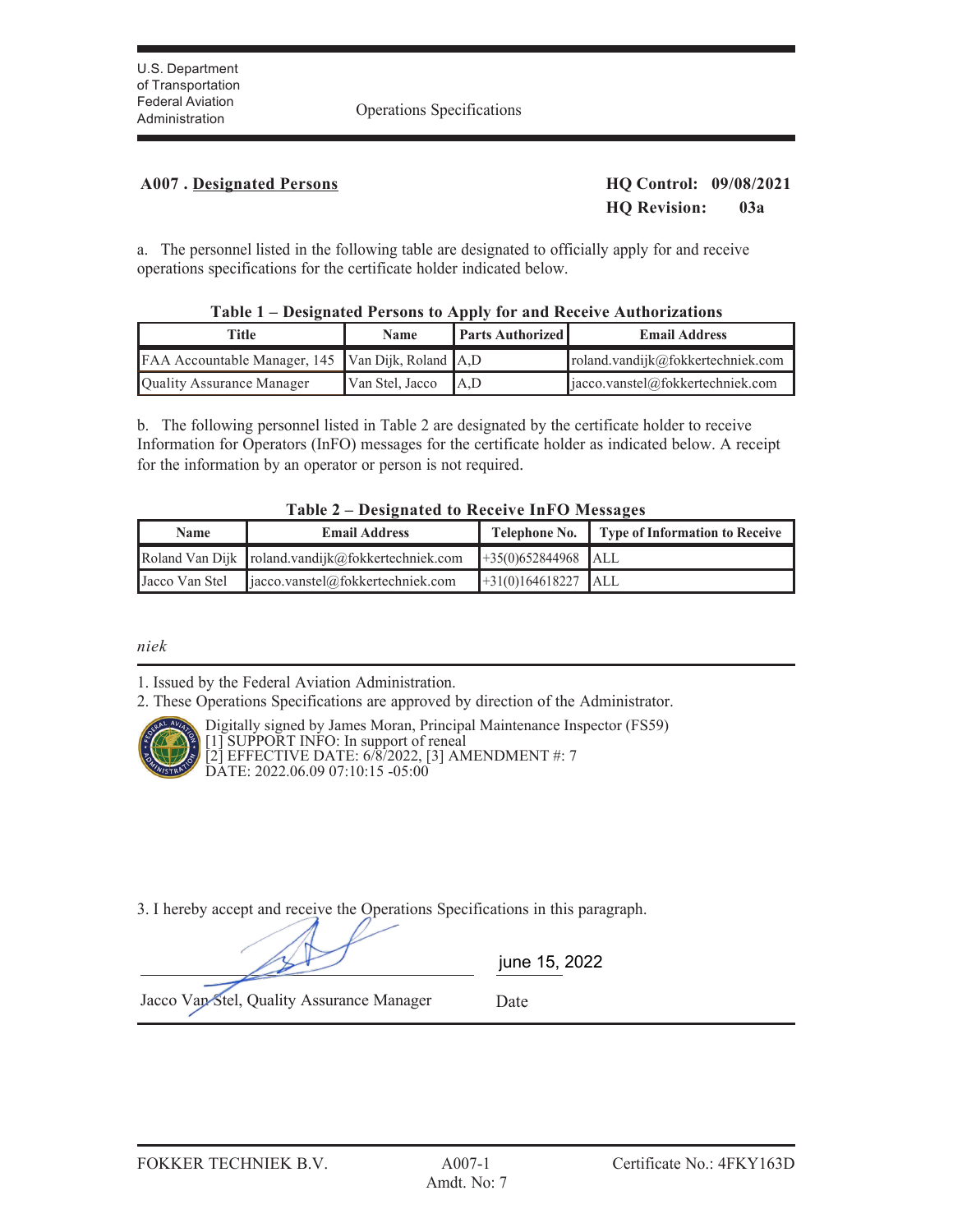U.S. Department of Transportation
Federal Aviation Administration

Operations Specifications

**A007 . Designated Persons**

**HQ Control: 09/08/2021**
**HQ Revision: 03a**

a. The personnel listed in the following table are designated to officially apply for and receive operations specifications for the certificate holder indicated below.

**Table 1 – Designated Persons to Apply for and Receive Authorizations**

| Title | Name | Parts Authorized | Email Address |
|---|---|---|---|
| FAA Accountable Manager, 145 | Van Dijk, Roland | A,D | roland.vandijk@fokkertechniek.com |
| Quality Assurance Manager | Van Stel, Jacco | A,D | jacco.vanstel@fokkertechniek.com |

b. The following personnel listed in Table 2 are designated by the certificate holder to receive Information for Operators (InFO) messages for the certificate holder as indicated below. A receipt for the information by an operator or person is not required.

**Table 2 – Designated to Receive InFO Messages**

| Name | Email Address | Telephone No. | Type of Information to Receive |
|---|---|---|---|
| Roland Van Dijk | roland.vandijk@fokkertechniek.com | +35(0)652844968 | ALL |
| Jacco Van Stel | jacco.vanstel@fokkertechniek.com | +31(0)164618227 | ALL |

*niek*

1. Issued by the Federal Aviation Administration.
2. These Operations Specifications are approved by direction of the Administrator.

Digitally signed by James Moran, Principal Maintenance Inspector (FS59)
[1] SUPPORT INFO: In support of reneal
[2] EFFECTIVE DATE: 6/8/2022, [3] AMENDMENT #: 7
DATE: 2022.06.09 07:10:15 -05:00

3. I hereby accept and receive the Operations Specifications in this paragraph.

Jacco Van Stel, Quality Assurance Manager

june 15, 2022
Date

FOKKER TECHNIEK B.V. | A007-1 Amdt. No: 7 | Certificate No.: 4FKY163D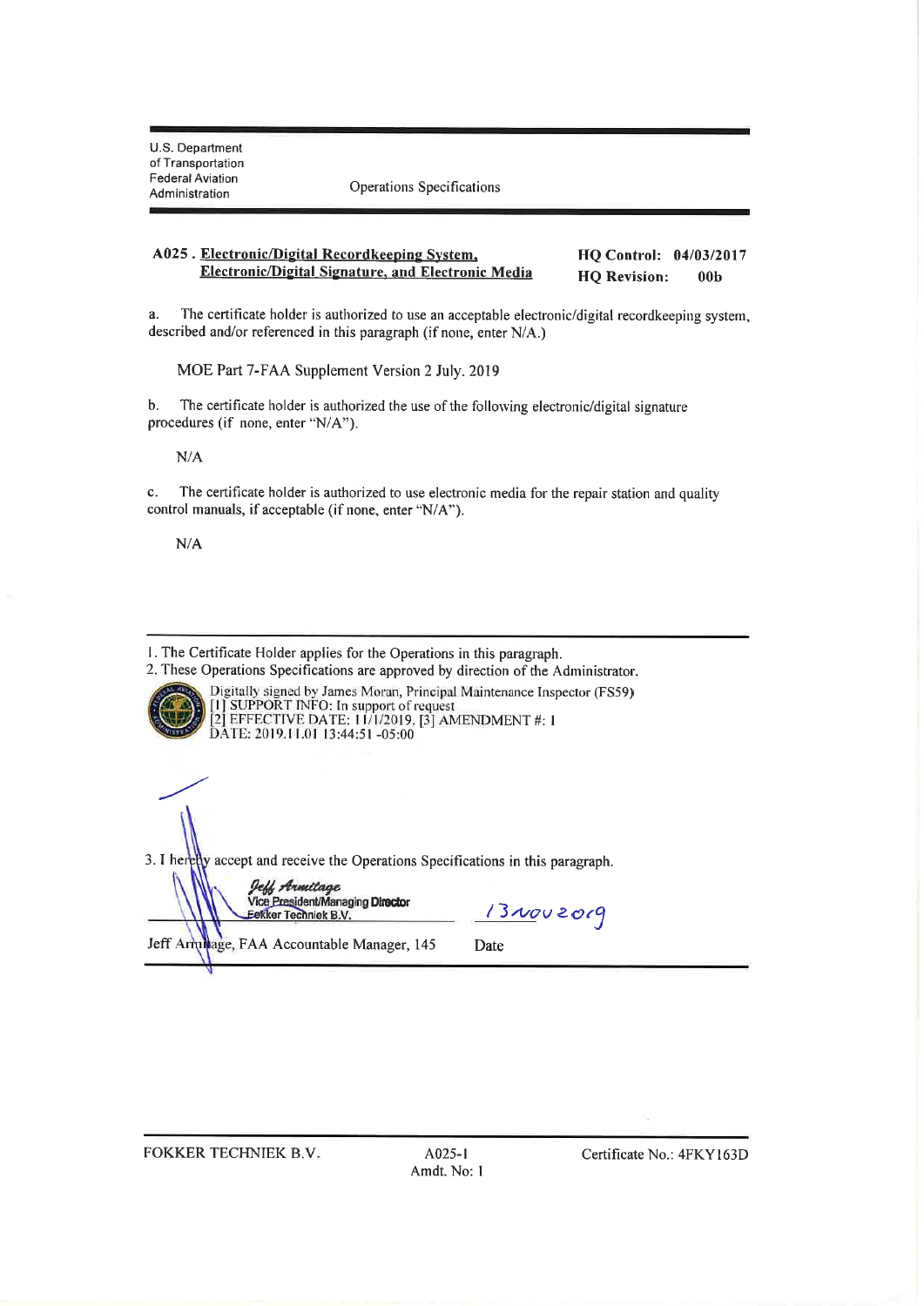U.S. Department of Transportation
Federal Aviation Administration

Operations Specifications

**A025 . Electronic/Digital Recordkeeping System, Electronic/Digital Signature, and Electronic Media**

**HQ Control: 04/03/2017**
**HQ Revision: 00b**

a. The certificate holder is authorized to use an acceptable electronic/digital recordkeeping system, described and/or referenced in this paragraph (if none, enter N/A.)

MOE Part 7-FAA Supplement Version 2 July. 2019

b. The certificate holder is authorized the use of the following electronic/digital signature procedures (if none, enter "N/A").

N/A

c. The certificate holder is authorized to use electronic media for the repair station and quality control manuals, if acceptable (if none, enter "N/A").

N/A

---

1. The Certificate Holder applies for the Operations in this paragraph.
2. These Operations Specifications are approved by direction of the Administrator.

Digitally signed by James Moran, Principal Maintenance Inspector (FS59)
[1] SUPPORT INFO: In support of request
[2] EFFECTIVE DATE: 11/1/2019. [3] AMENDMENT #: 1
DATE: 2019.11.01 13:44:51 -05:00

3. I hereby accept and receive the Operations Specifications in this paragraph.

Jeff Armitage
Vice President/Managing Director
Fokker Techniek B.V.

13 Nov 2019

Jeff Armitage, FAA Accountable Manager, 145 — Date

---

FOKKER TECHNIEK B.V. — A025-1 Amdt. No: 1 — Certificate No.: 4FKY163D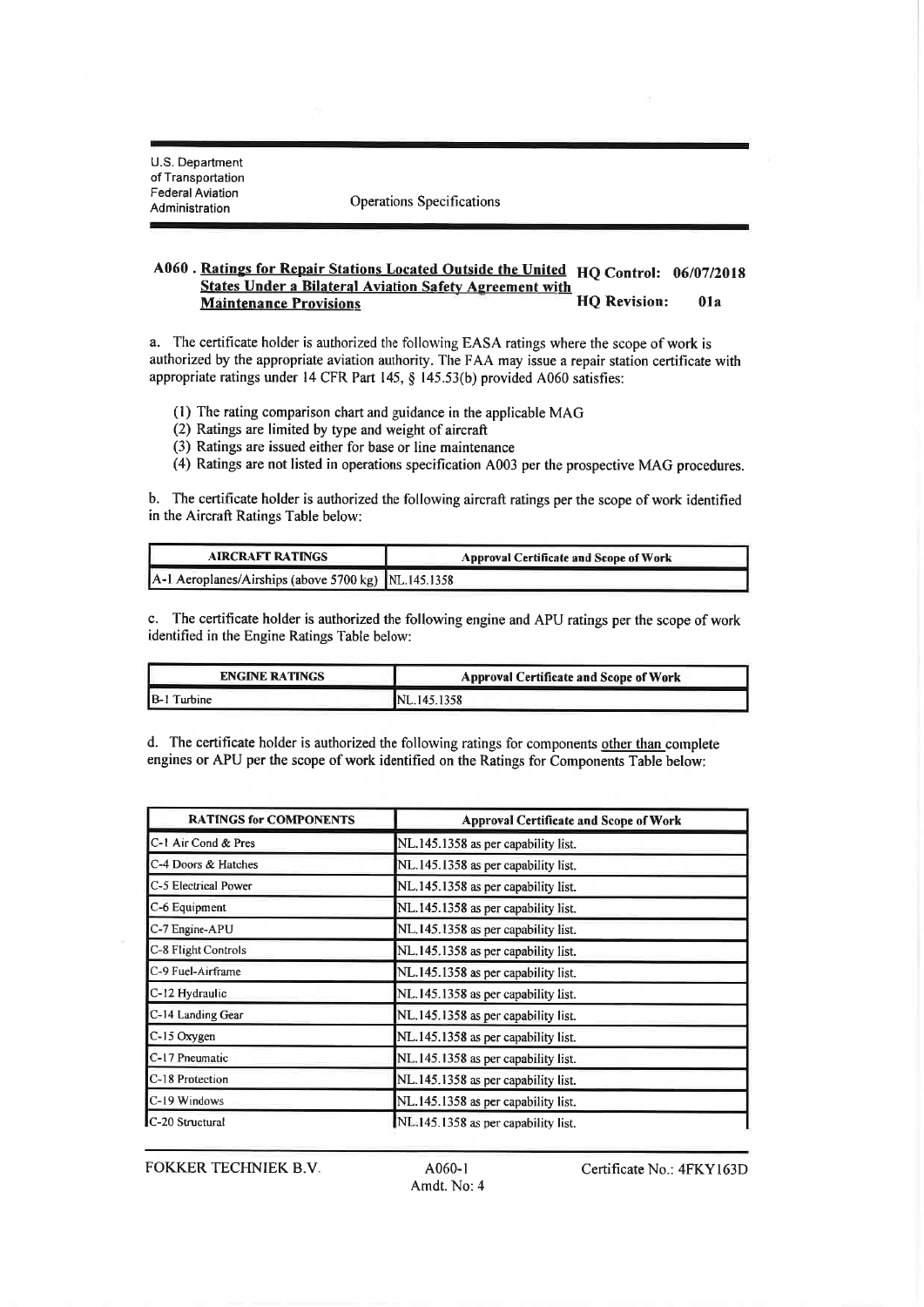U.S. Department of Transportation
Federal Aviation Administration

Operations Specifications

## A060 . Ratings for Repair Stations Located Outside the United States Under a Bilateral Aviation Safety Agreement with Maintenance Provisions

**HQ Control: 06/07/2018**

**HQ Revision: 01a**

a. The certificate holder is authorized the following EASA ratings where the scope of work is authorized by the appropriate aviation authority. The FAA may issue a repair station certificate with appropriate ratings under 14 CFR Part 145, § 145.53(b) provided A060 satisfies:

(1) The rating comparison chart and guidance in the applicable MAG
(2) Ratings are limited by type and weight of aircraft
(3) Ratings are issued either for base or line maintenance
(4) Ratings are not listed in operations specification A003 per the prospective MAG procedures.

b. The certificate holder is authorized the following aircraft ratings per the scope of work identified in the Aircraft Ratings Table below:

| AIRCRAFT RATINGS | Approval Certificate and Scope of Work |
|---|---|
| A-1 Aeroplanes/Airships (above 5700 kg) | NL.145.1358 |

c. The certificate holder is authorized the following engine and APU ratings per the scope of work identified in the Engine Ratings Table below:

| ENGINE RATINGS | Approval Certificate and Scope of Work |
|---|---|
| B-1 Turbine | NL.145.1358 |

d. The certificate holder is authorized the following ratings for components other than complete engines or APU per the scope of work identified on the Ratings for Components Table below:

| RATINGS for COMPONENTS | Approval Certificate and Scope of Work |
|---|---|
| C-1 Air Cond & Pres | NL.145.1358 as per capability list. |
| C-4 Doors & Hatches | NL.145.1358 as per capability list. |
| C-5 Electrical Power | NL.145.1358 as per capability list. |
| C-6 Equipment | NL.145.1358 as per capability list. |
| C-7 Engine-APU | NL.145.1358 as per capability list. |
| C-8 Flight Controls | NL.145.1358 as per capability list. |
| C-9 Fuel-Airframe | NL.145.1358 as per capability list. |
| C-12 Hydraulic | NL.145.1358 as per capability list. |
| C-14 Landing Gear | NL.145.1358 as per capability list. |
| C-15 Oxygen | NL.145.1358 as per capability list. |
| C-17 Pneumatic | NL.145.1358 as per capability list. |
| C-18 Protection | NL.145.1358 as per capability list. |
| C-19 Windows | NL.145.1358 as per capability list. |
| C-20 Structural | NL.145.1358 as per capability list. |

FOKKER TECHNIEK B.V. A060-1 Amdt. No: 4 Certificate No.: 4FKY163D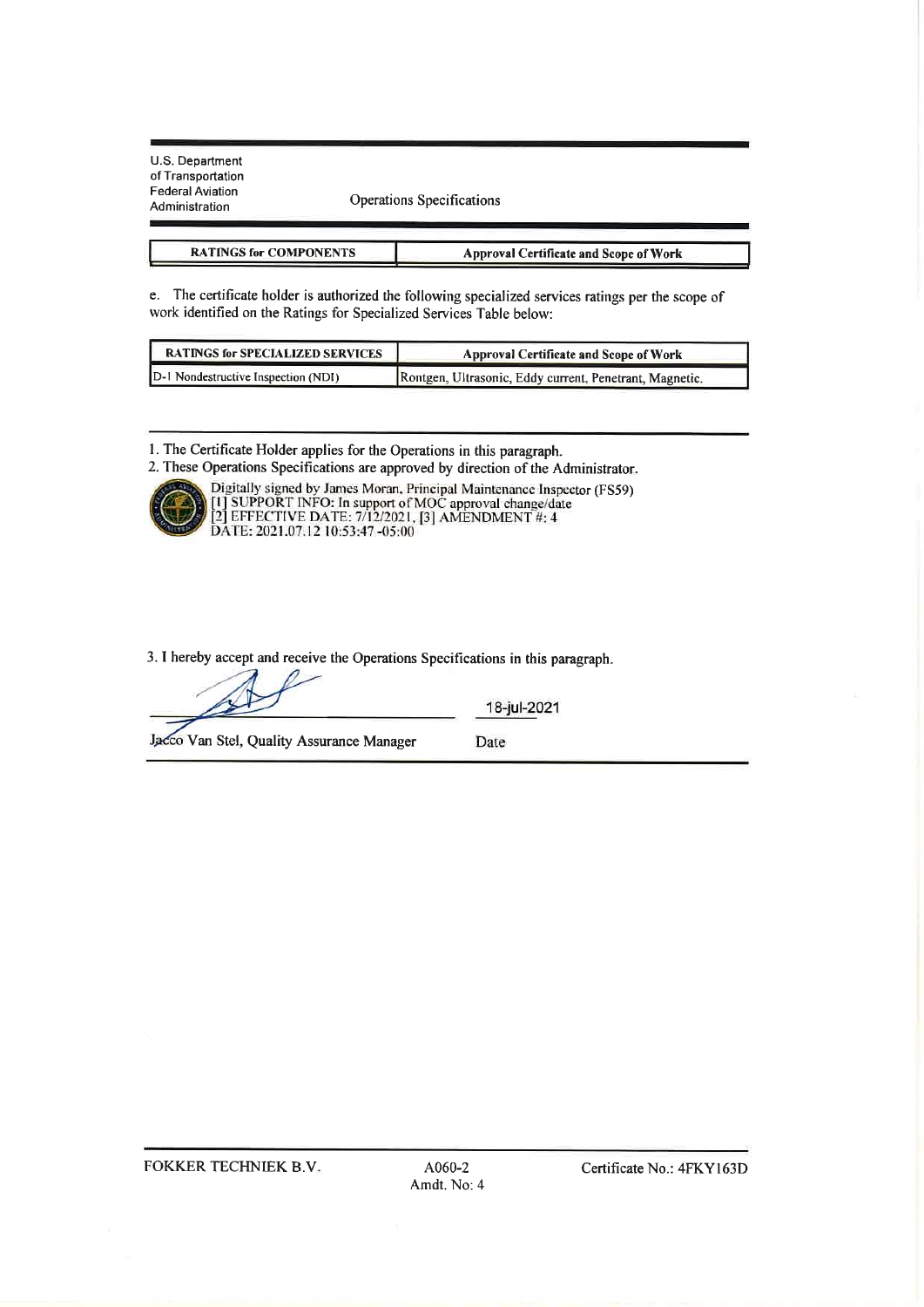U.S. Department of Transportation
Federal Aviation Administration

Operations Specifications

| RATINGS for COMPONENTS | Approval Certificate and Scope of Work |
| --- | --- |

e. The certificate holder is authorized the following specialized services ratings per the scope of work identified on the Ratings for Specialized Services Table below:

| RATINGS for SPECIALIZED SERVICES | Approval Certificate and Scope of Work |
| --- | --- |
| D-1 Nondestructive Inspection (NDI) | Rontgen, Ultrasonic, Eddy current, Penetrant, Magnetic. |

1. The Certificate Holder applies for the Operations in this paragraph.
2. These Operations Specifications are approved by direction of the Administrator.

Digitally signed by James Moran, Principal Maintenance Inspector (FS59)
[1] SUPPORT INFO: In support of MOC approval change/date
[2] EFFECTIVE DATE: 7/12/2021, [3] AMENDMENT #: 4
DATE: 2021.07.12 10:53:47 -05:00

3. I hereby accept and receive the Operations Specifications in this paragraph.

Jacco Van Stel, Quality Assurance Manager

Date: 18-jul-2021

FOKKER TECHNIEK B.V. — A060-2, Amdt. No: 4 — Certificate No.: 4FKY163D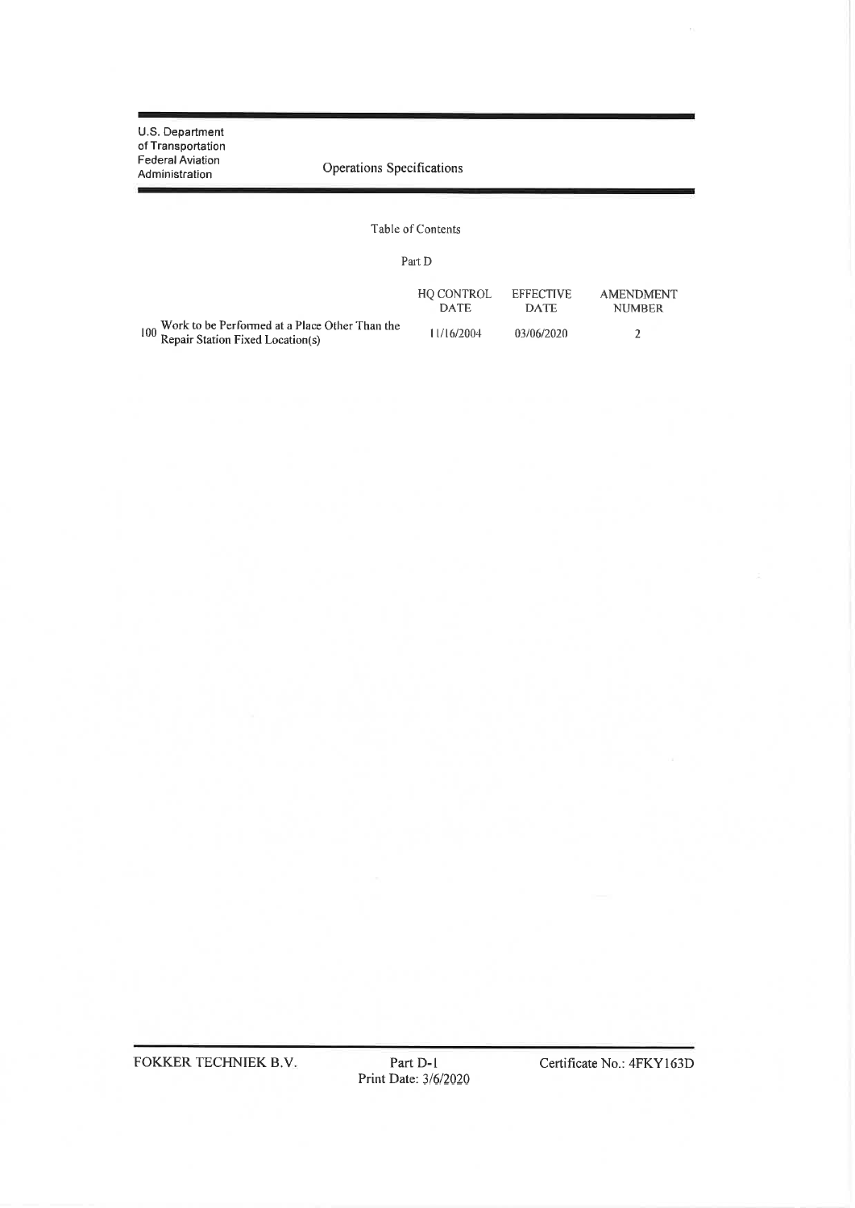U.S. Department of Transportation
Federal Aviation Administration

# Operations Specifications

## Table of Contents

### Part D

| | | HQ CONTROL DATE | EFFECTIVE DATE | AMENDMENT NUMBER |
|---|---|---|---|---|
| 100 | Work to be Performed at a Place Other Than the Repair Station Fixed Location(s) | 11/16/2004 | 03/06/2020 | 2 |

FOKKER TECHNIEK B.V. | Part D-1 | Certificate No.: 4FKY163D

Print Date: 3/6/2020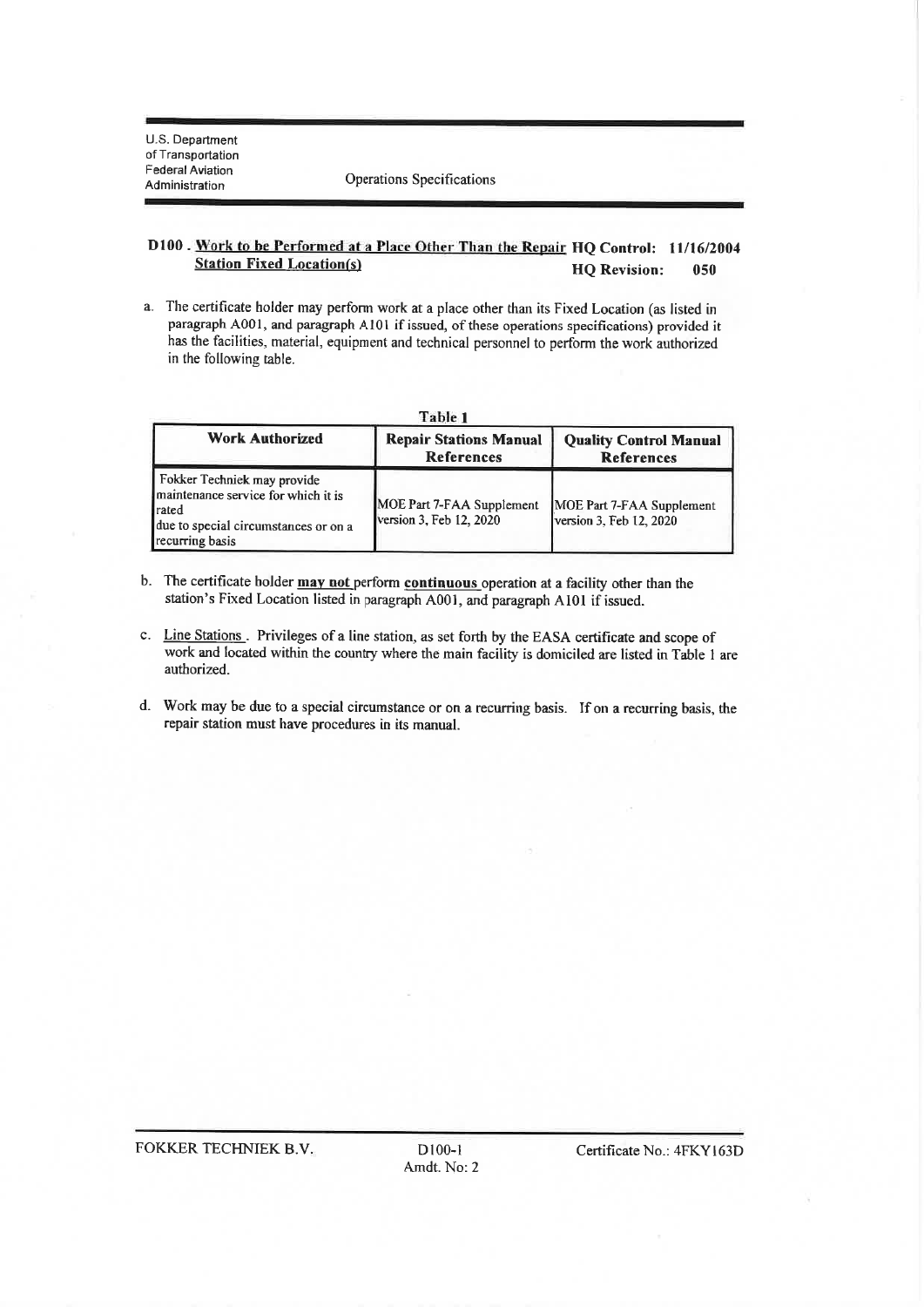U.S. Department of Transportation
Federal Aviation Administration

Operations Specifications

## D100 . Work to be Performed at a Place Other Than the Repair Station Fixed Location(s)

**HQ Control: 11/16/2004**
**HQ Revision: 050**

a. The certificate holder may perform work at a place other than its Fixed Location (as listed in paragraph A001, and paragraph A101 if issued, of these operations specifications) provided it has the facilities, material, equipment and technical personnel to perform the work authorized in the following table.

**Table 1**

| Work Authorized | Repair Stations Manual References | Quality Control Manual References |
|---|---|---|
| Fokker Techniek may provide maintenance service for which it is rated due to special circumstances or on a recurring basis | MOE Part 7-FAA Supplement version 3, Feb 12, 2020 | MOE Part 7-FAA Supplement version 3, Feb 12, 2020 |

b. The certificate holder **may not** perform **continuous** operation at a facility other than the station's Fixed Location listed in paragraph A001, and paragraph A101 if issued.

c. Line Stations . Privileges of a line station, as set forth by the EASA certificate and scope of work and located within the country where the main facility is domiciled are listed in Table 1 are authorized.

d. Work may be due to a special circumstance or on a recurring basis. If on a recurring basis, the repair station must have procedures in its manual.

FOKKER TECHNIEK B.V. D100-1 Amdt. No: 2 Certificate No.: 4FKY163D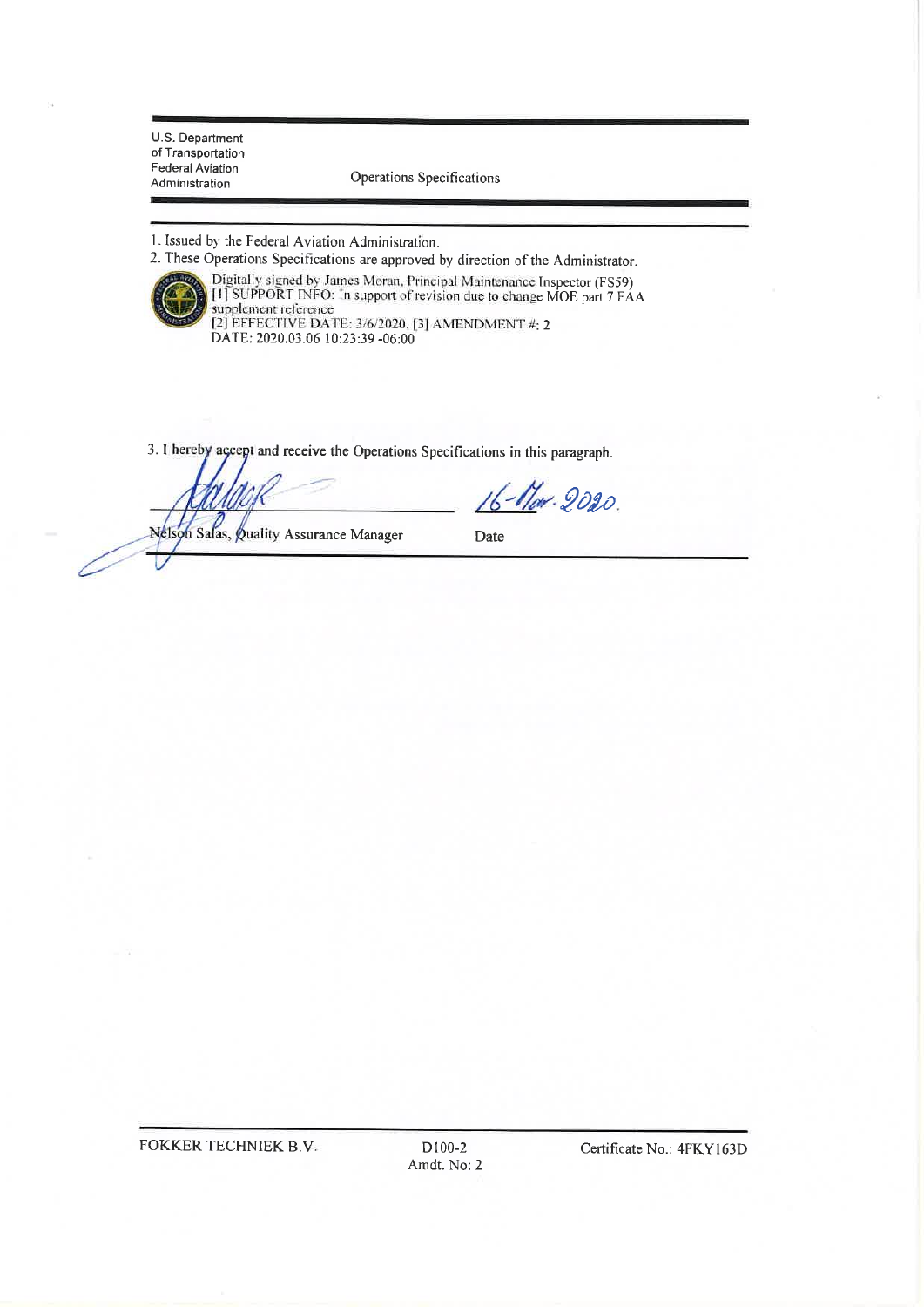U.S. Department of Transportation
Federal Aviation Administration

Operations Specifications

1. Issued by the Federal Aviation Administration.
2. These Operations Specifications are approved by direction of the Administrator.

Digitally signed by James Moran, Principal Maintenance Inspector (FS59)
[1] SUPPORT INFO: In support of revision due to change MOE part 7 FAA supplement reference
[2] EFFECTIVE DATE: 3/6/2020. [3] AMENDMENT #: 2
DATE: 2020.03.06 10:23:39 -06:00

3. I hereby accept and receive the Operations Specifications in this paragraph.

Nelson Salas, Quality Assurance Manager — Date: 16-Mar-2020

FOKKER TECHNIEK B.V. | D100-2 Amdt. No: 2 | Certificate No.: 4FKY163D